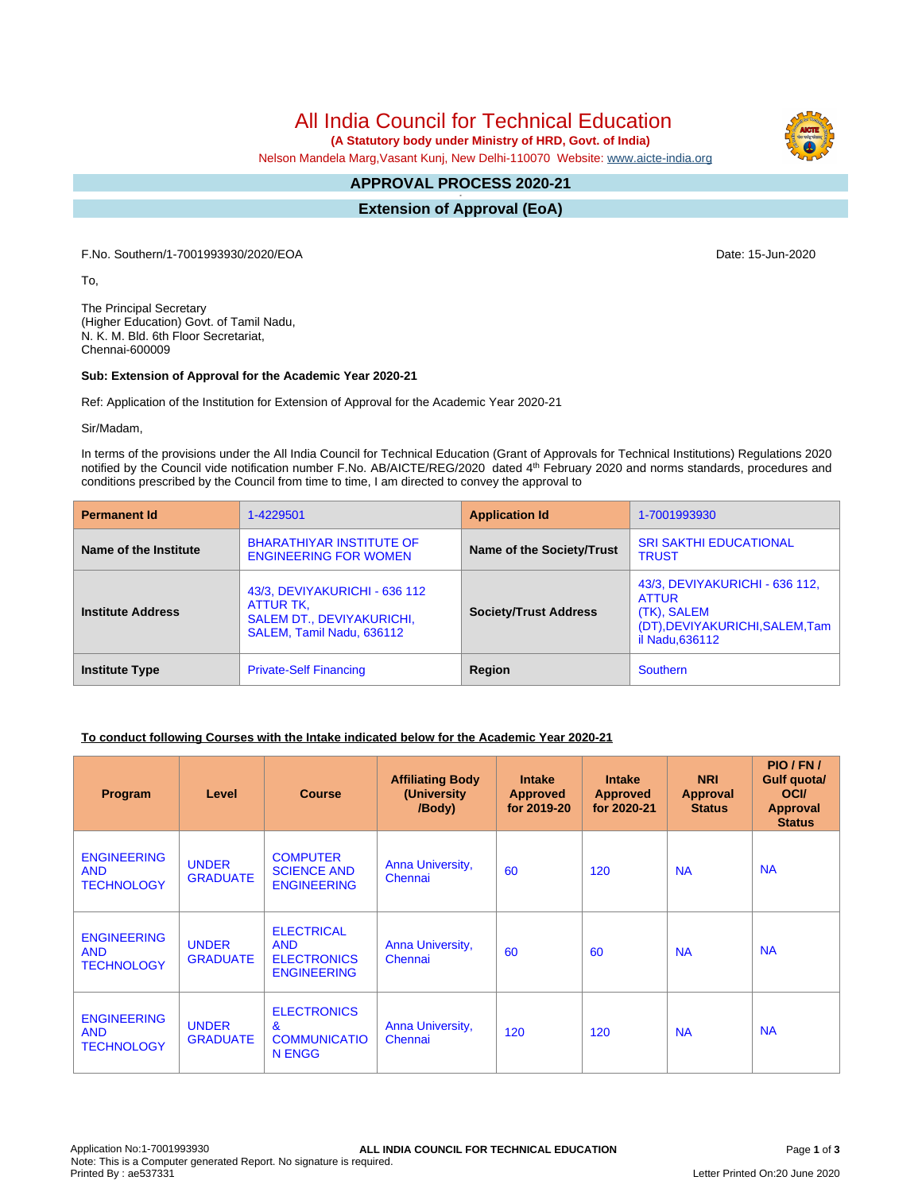# All India Council for Technical Education

**(A Statutory body under Ministry of HRD, Govt. of India)**

Nelson Mandela Marg,Vasant Kunj, New Delhi-110070 Website: www.aicte-india.org

## APPROVAL PROCESS 2020-21

## Extension of Approval (EoA)

F.No. Southern/1-7001993930/2020/EOA

Date: 15-Jun-2020

To,

The Principal Secretary
(Higher Education) Govt. of Tamil Nadu,
N. K. M. Bld. 6th Floor Secretariat,
Chennai-600009

**Sub: Extension of Approval for the Academic Year 2020-21**

Ref: Application of the Institution for Extension of Approval for the Academic Year 2020-21

Sir/Madam,

In terms of the provisions under the All India Council for Technical Education (Grant of Approvals for Technical Institutions) Regulations 2020 notified by the Council vide notification number F.No. AB/AICTE/REG/2020 dated 4th February 2020 and norms standards, procedures and conditions prescribed by the Council from time to time, I am directed to convey the approval to

| **Permanent Id** | 1-4229501 | **Application Id** | 1-7001993930 |
|---|---|---|---|
| **Name of the Institute** | BHARATHIYAR INSTITUTE OF ENGINEERING FOR WOMEN | **Name of the Society/Trust** | SRI SAKTHI EDUCATIONAL TRUST |
| **Institute Address** | 43/3, DEVIYAKURICHI - 636 112 ATTUR TK, SALEM DT., DEVIYAKURICHI, SALEM, Tamil Nadu, 636112 | **Society/Trust Address** | 43/3, DEVIYAKURICHI - 636 112, ATTUR (TK), SALEM (DT),DEVIYAKURICHI,SALEM,Tamil Nadu,636112 |
| **Institute Type** | Private-Self Financing | **Region** | Southern |

**To conduct following Courses with the Intake indicated below for the Academic Year 2020-21**

| Program | Level | Course | Affiliating Body (University /Body) | Intake Approved for 2019-20 | Intake Approved for 2020-21 | NRI Approval Status | PIO / FN / Gulf quota/ OCI/ Approval Status |
|---|---|---|---|---|---|---|---|
| ENGINEERING AND TECHNOLOGY | UNDER GRADUATE | COMPUTER SCIENCE AND ENGINEERING | Anna University, Chennai | 60 | 120 | NA | NA |
| ENGINEERING AND TECHNOLOGY | UNDER GRADUATE | ELECTRICAL AND ELECTRONICS ENGINEERING | Anna University, Chennai | 60 | 60 | NA | NA |
| ENGINEERING AND TECHNOLOGY | UNDER GRADUATE | ELECTRONICS & COMMUNICATION ENGG | Anna University, Chennai | 120 | 120 | NA | NA |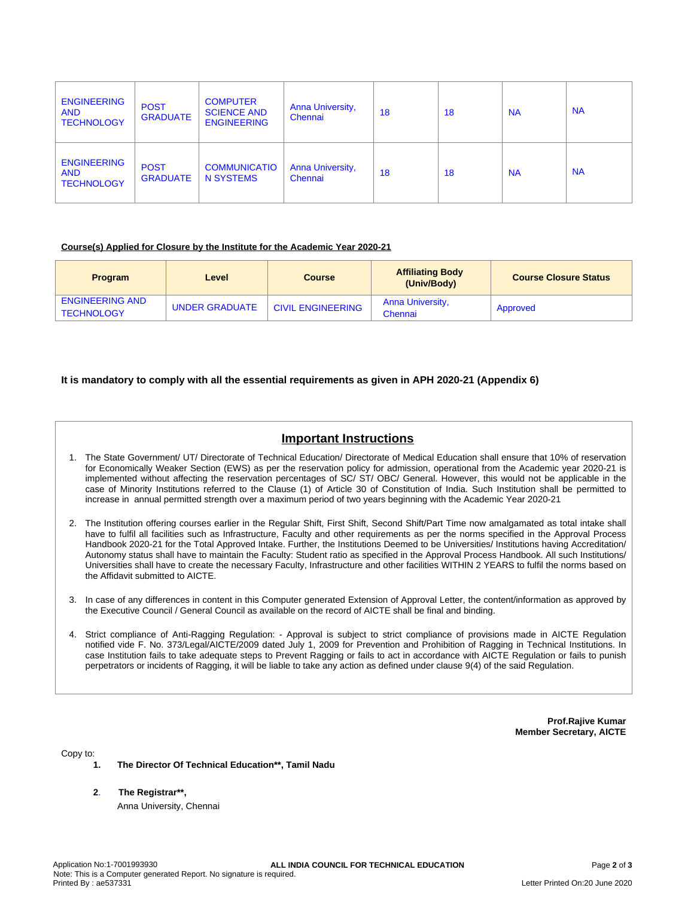| | | | | | | | |
|---|---|---|---|---|---|---|---|
| ENGINEERING AND TECHNOLOGY | POST GRADUATE | COMPUTER SCIENCE AND ENGINEERING | Anna University, Chennai | 18 | 18 | NA | NA |
| ENGINEERING AND TECHNOLOGY | POST GRADUATE | COMMUNICATION SYSTEMS | Anna University, Chennai | 18 | 18 | NA | NA |

**Course(s) Applied for Closure by the Institute for the Academic Year 2020-21**

| Program | Level | Course | Affiliating Body (Univ/Body) | Course Closure Status |
|---|---|---|---|---|
| ENGINEERING AND TECHNOLOGY | UNDER GRADUATE | CIVIL ENGINEERING | Anna University, Chennai | Approved |

**It is mandatory to comply with all the essential requirements as given in APH 2020-21 (Appendix 6)**

## Important Instructions

1. The State Government/ UT/ Directorate of Technical Education/ Directorate of Medical Education shall ensure that 10% of reservation for Economically Weaker Section (EWS) as per the reservation policy for admission, operational from the Academic year 2020-21 is implemented without affecting the reservation percentages of SC/ ST/ OBC/ General. However, this would not be applicable in the case of Minority Institutions referred to the Clause (1) of Article 30 of Constitution of India. Such Institution shall be permitted to increase in annual permitted strength over a maximum period of two years beginning with the Academic Year 2020-21

2. The Institution offering courses earlier in the Regular Shift, First Shift, Second Shift/Part Time now amalgamated as total intake shall have to fulfil all facilities such as Infrastructure, Faculty and other requirements as per the norms specified in the Approval Process Handbook 2020-21 for the Total Approved Intake. Further, the Institutions Deemed to be Universities/ Institutions having Accreditation/ Autonomy status shall have to maintain the Faculty: Student ratio as specified in the Approval Process Handbook. All such Institutions/ Universities shall have to create the necessary Faculty, Infrastructure and other facilities WITHIN 2 YEARS to fulfil the norms based on the Affidavit submitted to AICTE.

3. In case of any differences in content in this Computer generated Extension of Approval Letter, the content/information as approved by the Executive Council / General Council as available on the record of AICTE shall be final and binding.

4. Strict compliance of Anti-Ragging Regulation: - Approval is subject to strict compliance of provisions made in AICTE Regulation notified vide F. No. 373/Legal/AICTE/2009 dated July 1, 2009 for Prevention and Prohibition of Ragging in Technical Institutions. In case Institution fails to take adequate steps to Prevent Ragging or fails to act in accordance with AICTE Regulation or fails to punish perpetrators or incidents of Ragging, it will be liable to take any action as defined under clause 9(4) of the said Regulation.

**Prof.Rajive Kumar**
**Member Secretary, AICTE**

Copy to:

1. **The Director Of Technical Education\*\*, Tamil Nadu**
2. **The Registrar\*\*,**
   Anna University, Chennai

Application No:1-7001993930 ALL INDIA COUNCIL FOR TECHNICAL EDUCATION
Note: This is a Computer generated Report. No signature is required.
Printed By : ae537331 Letter Printed On:20 June 2020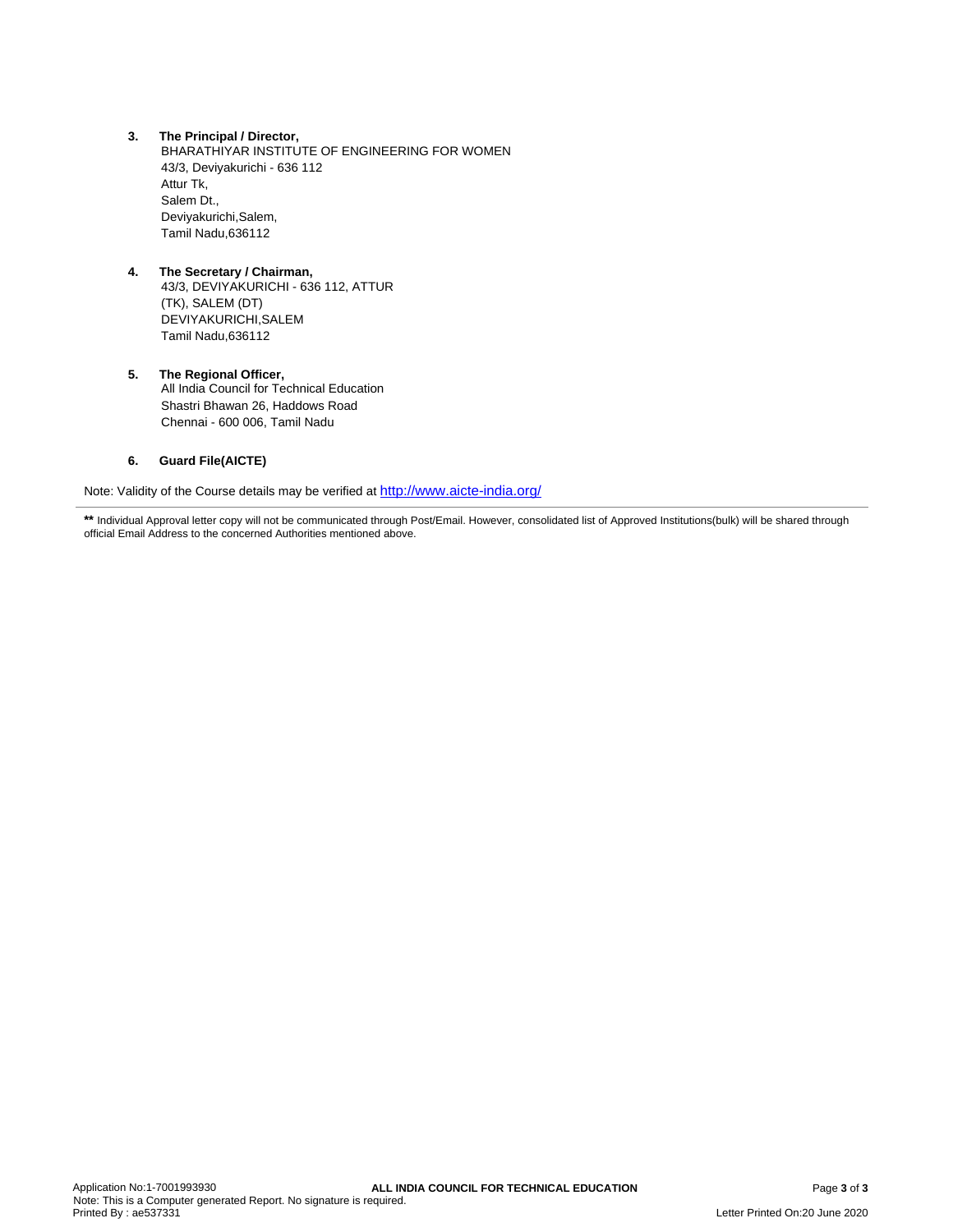3. **The Principal / Director,**
   BHARATHIYAR INSTITUTE OF ENGINEERING FOR WOMEN
   43/3, Deviyakurichi - 636 112
   Attur Tk,
   Salem Dt.,
   Deviyakurichi,Salem,
   Tamil Nadu,636112

4. **The Secretary / Chairman,**
   43/3, DEVIYAKURICHI - 636 112, ATTUR
   (TK), SALEM (DT)
   DEVIYAKURICHI,SALEM
   Tamil Nadu,636112

5. **The Regional Officer,**
   All India Council for Technical Education
   Shastri Bhawan 26, Haddows Road
   Chennai - 600 006, Tamil Nadu

6. **Guard File(AICTE)**

Note: Validity of the Course details may be verified at http://www.aicte-india.org/

---

**\*\*** Individual Approval letter copy will not be communicated through Post/Email. However, consolidated list of Approved Institutions(bulk) will be shared through official Email Address to the concerned Authorities mentioned above.

Application No:1-7001993930
Note: This is a Computer generated Report. No signature is required.
Printed By : ae537331

**ALL INDIA COUNCIL FOR TECHNICAL EDUCATION**

Letter Printed On:20 June 2020